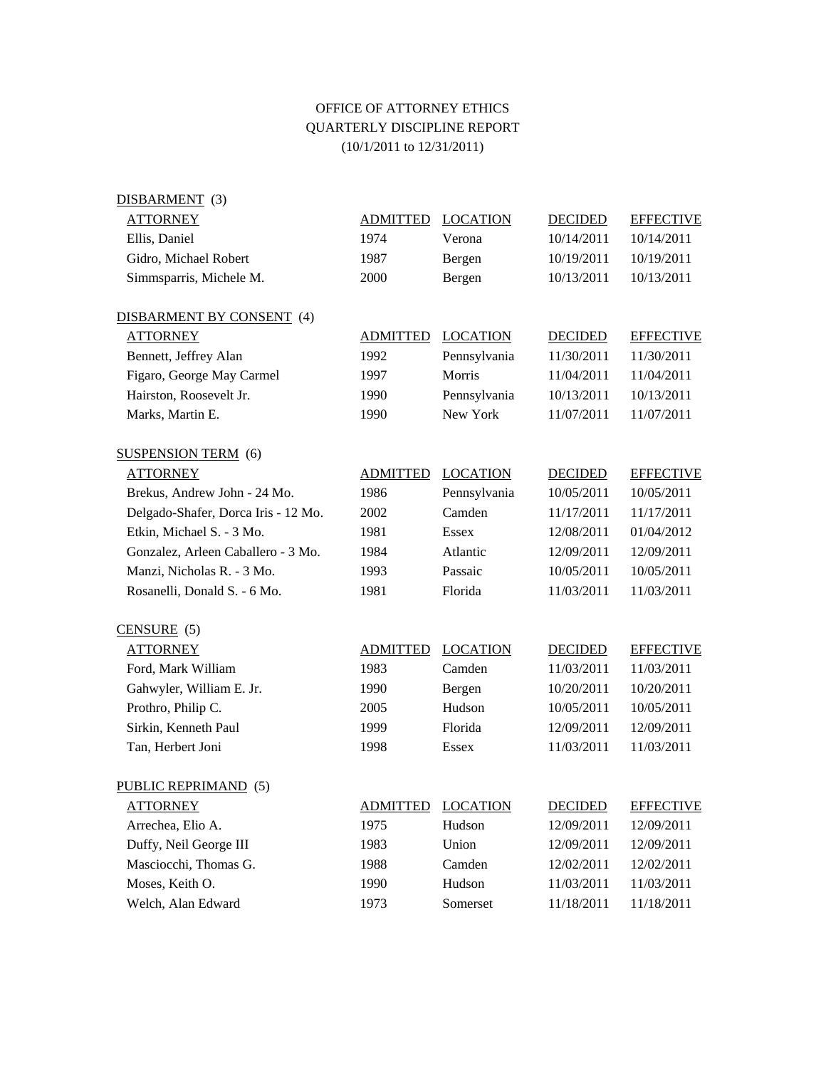# OFFICE OF ATTORNEY ETHICS
## QUARTERLY DISCIPLINE REPORT
(10/1/2011 to 12/31/2011)

### DISBARMENT (3)

| ATTORNEY | ADMITTED | LOCATION | DECIDED | EFFECTIVE |
|---|---|---|---|---|
| Ellis, Daniel | 1974 | Verona | 10/14/2011 | 10/14/2011 |
| Gidro, Michael Robert | 1987 | Bergen | 10/19/2011 | 10/19/2011 |
| Simmsparris, Michele M. | 2000 | Bergen | 10/13/2011 | 10/13/2011 |

### DISBARMENT BY CONSENT (4)

| ATTORNEY | ADMITTED | LOCATION | DECIDED | EFFECTIVE |
|---|---|---|---|---|
| Bennett, Jeffrey Alan | 1992 | Pennsylvania | 11/30/2011 | 11/30/2011 |
| Figaro, George May Carmel | 1997 | Morris | 11/04/2011 | 11/04/2011 |
| Hairston, Roosevelt Jr. | 1990 | Pennsylvania | 10/13/2011 | 10/13/2011 |
| Marks, Martin E. | 1990 | New York | 11/07/2011 | 11/07/2011 |

### SUSPENSION TERM (6)

| ATTORNEY | ADMITTED | LOCATION | DECIDED | EFFECTIVE |
|---|---|---|---|---|
| Brekus, Andrew John - 24 Mo. | 1986 | Pennsylvania | 10/05/2011 | 10/05/2011 |
| Delgado-Shafer, Dorca Iris - 12 Mo. | 2002 | Camden | 11/17/2011 | 11/17/2011 |
| Etkin, Michael S. - 3 Mo. | 1981 | Essex | 12/08/2011 | 01/04/2012 |
| Gonzalez, Arleen Caballero - 3 Mo. | 1984 | Atlantic | 12/09/2011 | 12/09/2011 |
| Manzi, Nicholas R. - 3 Mo. | 1993 | Passaic | 10/05/2011 | 10/05/2011 |
| Rosanelli, Donald S. - 6 Mo. | 1981 | Florida | 11/03/2011 | 11/03/2011 |

### CENSURE (5)

| ATTORNEY | ADMITTED | LOCATION | DECIDED | EFFECTIVE |
|---|---|---|---|---|
| Ford, Mark William | 1983 | Camden | 11/03/2011 | 11/03/2011 |
| Gahwyler, William E. Jr. | 1990 | Bergen | 10/20/2011 | 10/20/2011 |
| Prothro, Philip C. | 2005 | Hudson | 10/05/2011 | 10/05/2011 |
| Sirkin, Kenneth Paul | 1999 | Florida | 12/09/2011 | 12/09/2011 |
| Tan, Herbert Joni | 1998 | Essex | 11/03/2011 | 11/03/2011 |

### PUBLIC REPRIMAND (5)

| ATTORNEY | ADMITTED | LOCATION | DECIDED | EFFECTIVE |
|---|---|---|---|---|
| Arrechea, Elio A. | 1975 | Hudson | 12/09/2011 | 12/09/2011 |
| Duffy, Neil George III | 1983 | Union | 12/09/2011 | 12/09/2011 |
| Masciocchi, Thomas G. | 1988 | Camden | 12/02/2011 | 12/02/2011 |
| Moses, Keith O. | 1990 | Hudson | 11/03/2011 | 11/03/2011 |
| Welch, Alan Edward | 1973 | Somerset | 11/18/2011 | 11/18/2011 |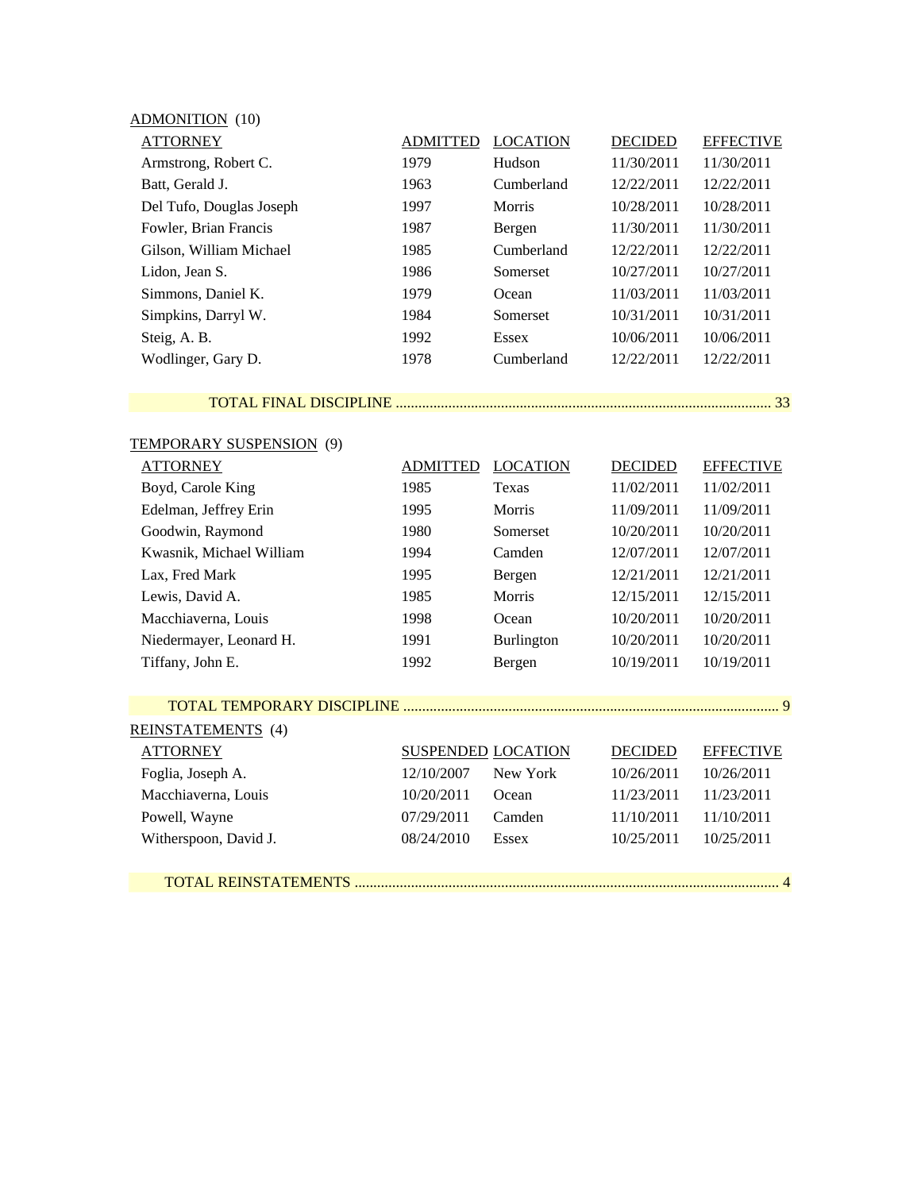ADMONITION (10)

| ATTORNEY | ADMITTED | LOCATION | DECIDED | EFFECTIVE |
|---|---|---|---|---|
| Armstrong, Robert C. | 1979 | Hudson | 11/30/2011 | 11/30/2011 |
| Batt, Gerald J. | 1963 | Cumberland | 12/22/2011 | 12/22/2011 |
| Del Tufo, Douglas Joseph | 1997 | Morris | 10/28/2011 | 10/28/2011 |
| Fowler, Brian Francis | 1987 | Bergen | 11/30/2011 | 11/30/2011 |
| Gilson, William Michael | 1985 | Cumberland | 12/22/2011 | 12/22/2011 |
| Lidon, Jean S. | 1986 | Somerset | 10/27/2011 | 10/27/2011 |
| Simmons, Daniel K. | 1979 | Ocean | 11/03/2011 | 11/03/2011 |
| Simpkins, Darryl W. | 1984 | Somerset | 10/31/2011 | 10/31/2011 |
| Steig, A. B. | 1992 | Essex | 10/06/2011 | 10/06/2011 |
| Wodlinger, Gary D. | 1978 | Cumberland | 12/22/2011 | 12/22/2011 |

TOTAL FINAL DISCIPLINE .................................................................................................... 33

TEMPORARY SUSPENSION (9)

| ATTORNEY | ADMITTED | LOCATION | DECIDED | EFFECTIVE |
|---|---|---|---|---|
| Boyd, Carole King | 1985 | Texas | 11/02/2011 | 11/02/2011 |
| Edelman, Jeffrey Erin | 1995 | Morris | 11/09/2011 | 11/09/2011 |
| Goodwin, Raymond | 1980 | Somerset | 10/20/2011 | 10/20/2011 |
| Kwasnik, Michael William | 1994 | Camden | 12/07/2011 | 12/07/2011 |
| Lax, Fred Mark | 1995 | Bergen | 12/21/2011 | 12/21/2011 |
| Lewis, David A. | 1985 | Morris | 12/15/2011 | 12/15/2011 |
| Macchiaverna, Louis | 1998 | Ocean | 10/20/2011 | 10/20/2011 |
| Niedermayer, Leonard H. | 1991 | Burlington | 10/20/2011 | 10/20/2011 |
| Tiffany, John E. | 1992 | Bergen | 10/19/2011 | 10/19/2011 |

TOTAL TEMPORARY DISCIPLINE .................................................................................................... 9

REINSTATEMENTS (4)

| ATTORNEY | SUSPENDED | LOCATION | DECIDED | EFFECTIVE |
|---|---|---|---|---|
| Foglia, Joseph A. | 12/10/2007 | New York | 10/26/2011 | 10/26/2011 |
| Macchiaverna, Louis | 10/20/2011 | Ocean | 11/23/2011 | 11/23/2011 |
| Powell, Wayne | 07/29/2011 | Camden | 11/10/2011 | 11/10/2011 |
| Witherspoon, David J. | 08/24/2010 | Essex | 10/25/2011 | 10/25/2011 |

TOTAL REINSTATEMENTS .................................................................................................... 4